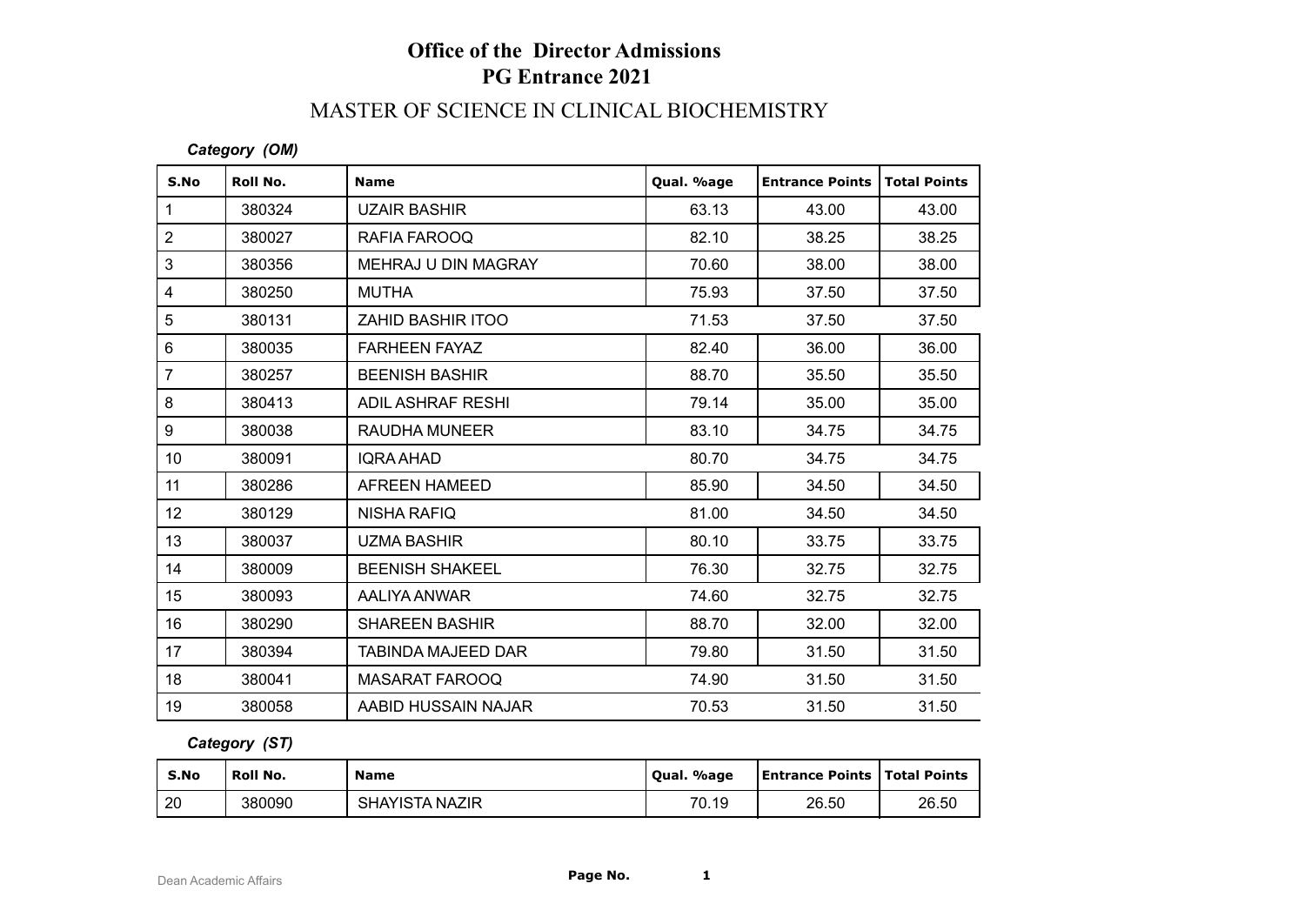# Office of the Director Admissions
# PG Entrance 2021

## MASTER OF SCIENCE IN CLINICAL BIOCHEMISTRY

***Category (OM)***

| S.No | Roll No. | Name | Qual. %age | Entrance Points | Total Points |
|---|---|---|---|---|---|
| 1 | 380324 | UZAIR BASHIR | 63.13 | 43.00 | 43.00 |
| 2 | 380027 | RAFIA FAROOQ | 82.10 | 38.25 | 38.25 |
| 3 | 380356 | MEHRAJ U DIN MAGRAY | 70.60 | 38.00 | 38.00 |
| 4 | 380250 | MUTHA | 75.93 | 37.50 | 37.50 |
| 5 | 380131 | ZAHID BASHIR ITOO | 71.53 | 37.50 | 37.50 |
| 6 | 380035 | FARHEEN FAYAZ | 82.40 | 36.00 | 36.00 |
| 7 | 380257 | BEENISH BASHIR | 88.70 | 35.50 | 35.50 |
| 8 | 380413 | ADIL ASHRAF RESHI | 79.14 | 35.00 | 35.00 |
| 9 | 380038 | RAUDHA MUNEER | 83.10 | 34.75 | 34.75 |
| 10 | 380091 | IQRA AHAD | 80.70 | 34.75 | 34.75 |
| 11 | 380286 | AFREEN HAMEED | 85.90 | 34.50 | 34.50 |
| 12 | 380129 | NISHA RAFIQ | 81.00 | 34.50 | 34.50 |
| 13 | 380037 | UZMA BASHIR | 80.10 | 33.75 | 33.75 |
| 14 | 380009 | BEENISH SHAKEEL | 76.30 | 32.75 | 32.75 |
| 15 | 380093 | AALIYA ANWAR | 74.60 | 32.75 | 32.75 |
| 16 | 380290 | SHAREEN BASHIR | 88.70 | 32.00 | 32.00 |
| 17 | 380394 | TABINDA MAJEED DAR | 79.80 | 31.50 | 31.50 |
| 18 | 380041 | MASARAT FAROOQ | 74.90 | 31.50 | 31.50 |
| 19 | 380058 | AABID HUSSAIN NAJAR | 70.53 | 31.50 | 31.50 |

***Category (ST)***

| S.No | Roll No. | Name | Qual. %age | Entrance Points | Total Points |
|---|---|---|---|---|---|
| 20 | 380090 | SHAYISTA NAZIR | 70.19 | 26.50 | 26.50 |

Dean Academic Affairs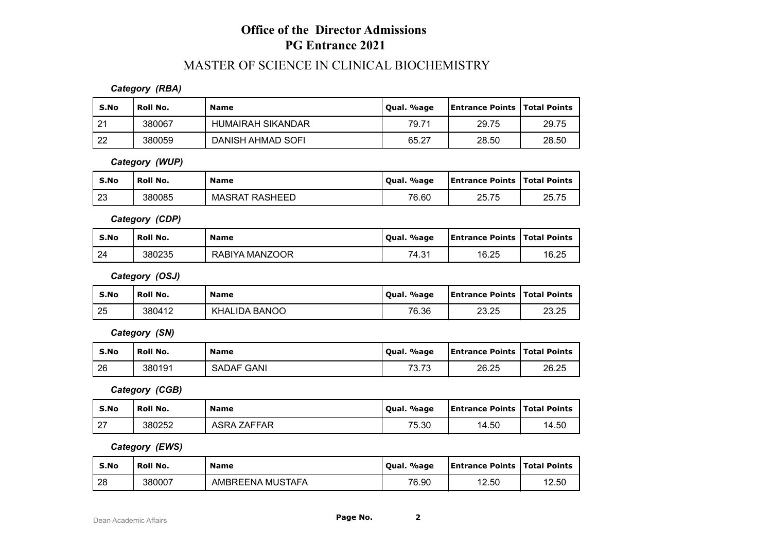# Office of the Director Admissions
# PG Entrance 2021

## MASTER OF SCIENCE IN CLINICAL BIOCHEMISTRY

***Category (RBA)***

| S.No | Roll No. | Name | Qual. %age | Entrance Points | Total Points |
|---|---|---|---|---|---|
| 21 | 380067 | HUMAIRAH SIKANDAR | 79.71 | 29.75 | 29.75 |
| 22 | 380059 | DANISH AHMAD SOFI | 65.27 | 28.50 | 28.50 |

***Category (WUP)***

| S.No | Roll No. | Name | Qual. %age | Entrance Points | Total Points |
|---|---|---|---|---|---|
| 23 | 380085 | MASRAT RASHEED | 76.60 | 25.75 | 25.75 |

***Category (CDP)***

| S.No | Roll No. | Name | Qual. %age | Entrance Points | Total Points |
|---|---|---|---|---|---|
| 24 | 380235 | RABIYA MANZOOR | 74.31 | 16.25 | 16.25 |

***Category (OSJ)***

| S.No | Roll No. | Name | Qual. %age | Entrance Points | Total Points |
|---|---|---|---|---|---|
| 25 | 380412 | KHALIDA BANOO | 76.36 | 23.25 | 23.25 |

***Category (SN)***

| S.No | Roll No. | Name | Qual. %age | Entrance Points | Total Points |
|---|---|---|---|---|---|
| 26 | 380191 | SADAF GANI | 73.73 | 26.25 | 26.25 |

***Category (CGB)***

| S.No | Roll No. | Name | Qual. %age | Entrance Points | Total Points |
|---|---|---|---|---|---|
| 27 | 380252 | ASRA ZAFFAR | 75.30 | 14.50 | 14.50 |

***Category (EWS)***

| S.No | Roll No. | Name | Qual. %age | Entrance Points | Total Points |
|---|---|---|---|---|---|
| 28 | 380007 | AMBREENA MUSTAFA | 76.90 | 12.50 | 12.50 |

Dean Academic Affairs